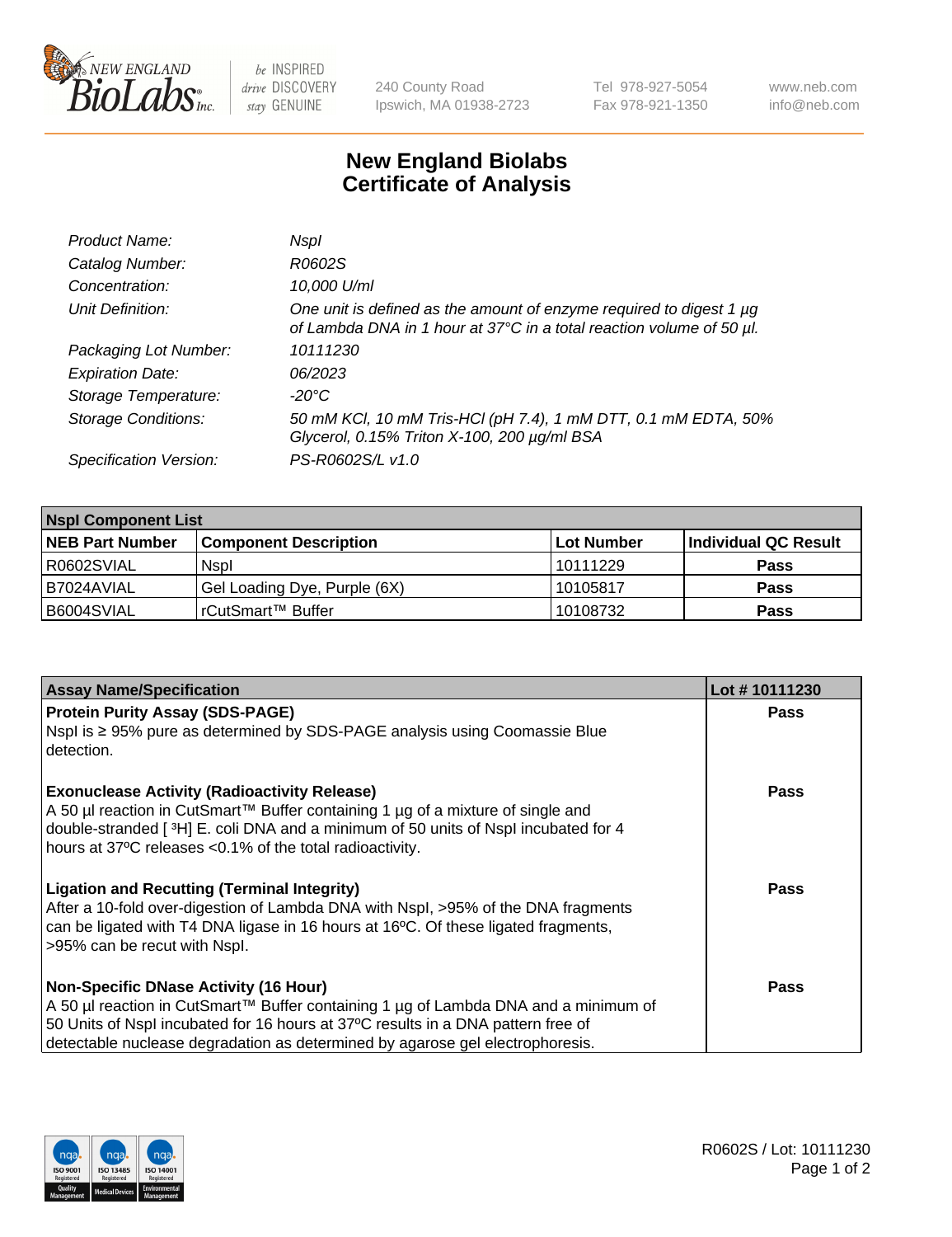New England BioLabs Inc. — be INSPIRED drive DISCOVERY stay GENUINE

240 County Road
Ipswich, MA 01938-2723

Tel 978-927-5054
Fax 978-921-1350

www.neb.com
info@neb.com

# New England Biolabs Certificate of Analysis

| | |
|---|---|
| *Product Name:* | *NspI* |
| *Catalog Number:* | *R0602S* |
| *Concentration:* | *10,000 U/ml* |
| *Unit Definition:* | *One unit is defined as the amount of enzyme required to digest 1 µg of Lambda DNA in 1 hour at 37°C in a total reaction volume of 50 µl.* |
| *Packaging Lot Number:* | *10111230* |
| *Expiration Date:* | *06/2023* |
| *Storage Temperature:* | *-20°C* |
| *Storage Conditions:* | *50 mM KCl, 10 mM Tris-HCl (pH 7.4), 1 mM DTT, 0.1 mM EDTA, 50% Glycerol, 0.15% Triton X-100, 200 µg/ml BSA* |
| *Specification Version:* | *PS-R0602S/L v1.0* |

| **NspI Component List** | | | |
|---|---|---|---|
| **NEB Part Number** | **Component Description** | **Lot Number** | **Individual QC Result** |
| R0602SVIAL | NspI | 10111229 | **Pass** |
| B7024AVIAL | Gel Loading Dye, Purple (6X) | 10105817 | **Pass** |
| B6004SVIAL | rCutSmart™ Buffer | 10108732 | **Pass** |

| **Assay Name/Specification** | **Lot # 10111230** |
|---|---|
| **Protein Purity Assay (SDS-PAGE)**<br>NspI is ≥ 95% pure as determined by SDS-PAGE analysis using Coomassie Blue detection. | **Pass** |
| **Exonuclease Activity (Radioactivity Release)**<br>A 50 µl reaction in CutSmart™ Buffer containing 1 µg of a mixture of single and double-stranded [ $^{3}$H] E. coli DNA and a minimum of 50 units of NspI incubated for 4 hours at 37ºC releases <0.1% of the total radioactivity. | **Pass** |
| **Ligation and Recutting (Terminal Integrity)**<br>After a 10-fold over-digestion of Lambda DNA with NspI, >95% of the DNA fragments can be ligated with T4 DNA ligase in 16 hours at 16ºC. Of these ligated fragments, >95% can be recut with NspI. | **Pass** |
| **Non-Specific DNase Activity (16 Hour)**<br>A 50 µl reaction in CutSmart™ Buffer containing 1 µg of Lambda DNA and a minimum of 50 Units of NspI incubated for 16 hours at 37ºC results in a DNA pattern free of detectable nuclease degradation as determined by agarose gel electrophoresis. | **Pass** |

R0602S / Lot: 10111230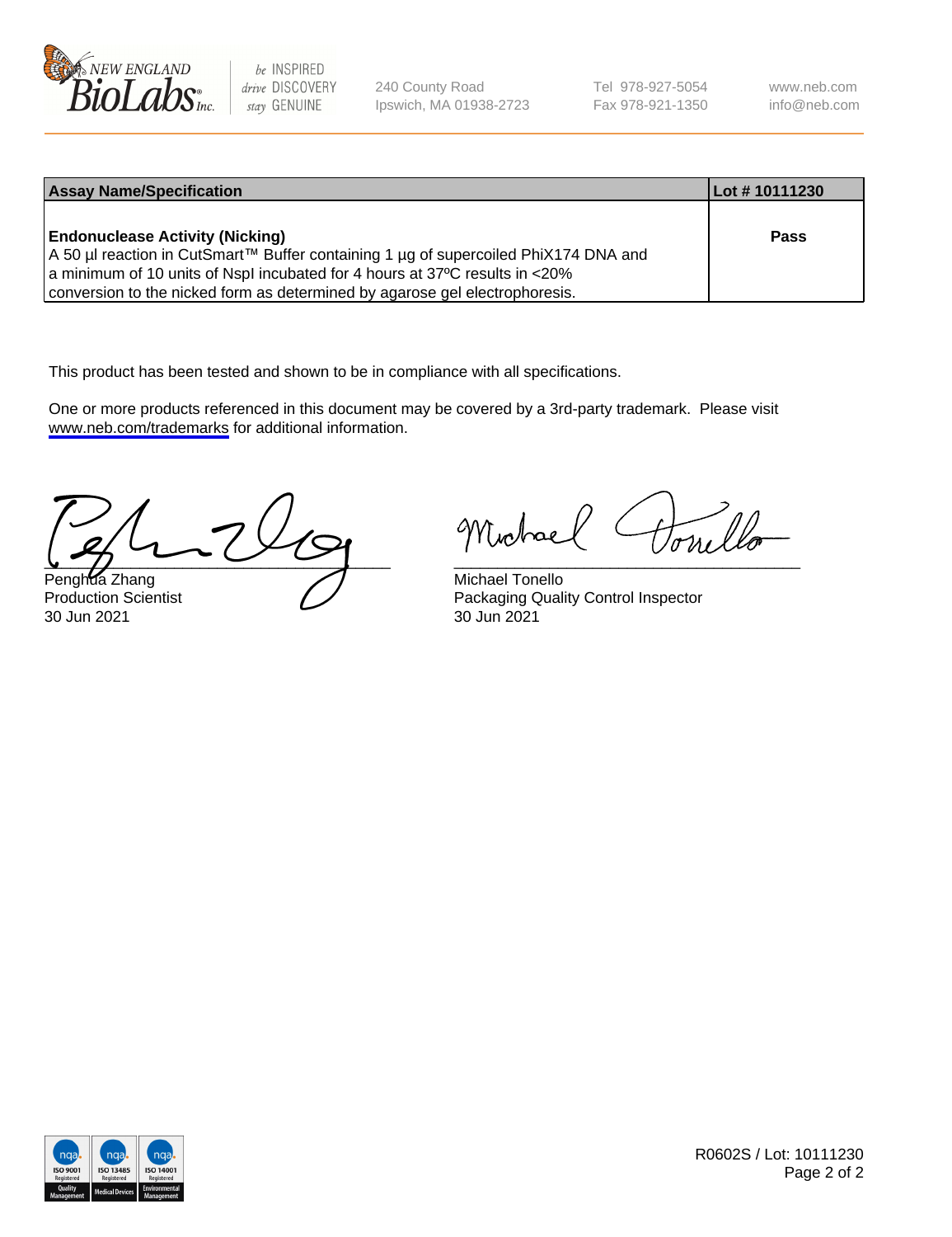| Assay Name/Specification | Lot # 10111230 |
| --- | --- |
| **Endonuclease Activity (Nicking)**<br>A 50 µl reaction in CutSmart™ Buffer containing 1 µg of supercoiled PhiX174 DNA and a minimum of 10 units of NspI incubated for 4 hours at 37ºC results in <20% conversion to the nicked form as determined by agarose gel electrophoresis. | **Pass** |

This product has been tested and shown to be in compliance with all specifications.

One or more products referenced in this document may be covered by a 3rd-party trademark. Please visit www.neb.com/trademarks for additional information.

Penghua Zhang
Production Scientist
30 Jun 2021

Michael Tonello
Packaging Quality Control Inspector
30 Jun 2021

R0602S / Lot: 10111230